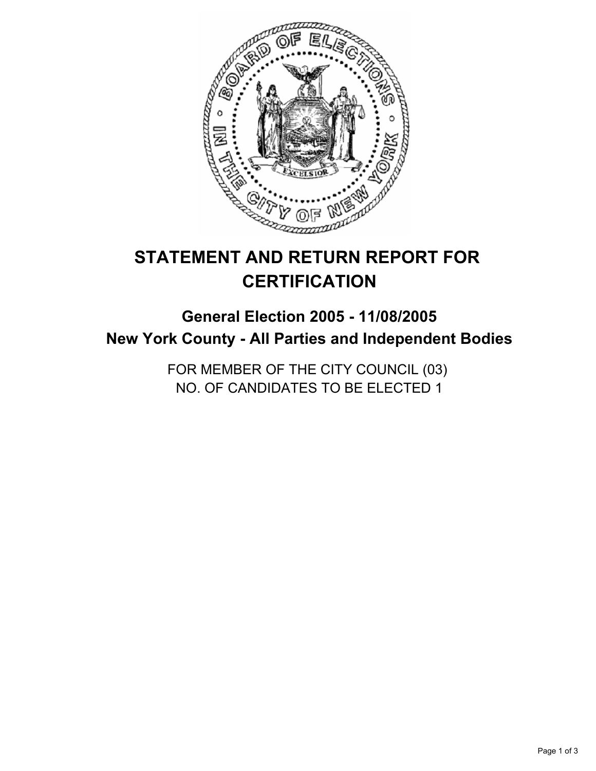# STATEMENT AND RETURN REPORT FOR CERTIFICATION

## General Election 2005 - 11/08/2005
## New York County - All Parties and Independent Bodies

FOR MEMBER OF THE CITY COUNCIL (03)
NO. OF CANDIDATES TO BE ELECTED 1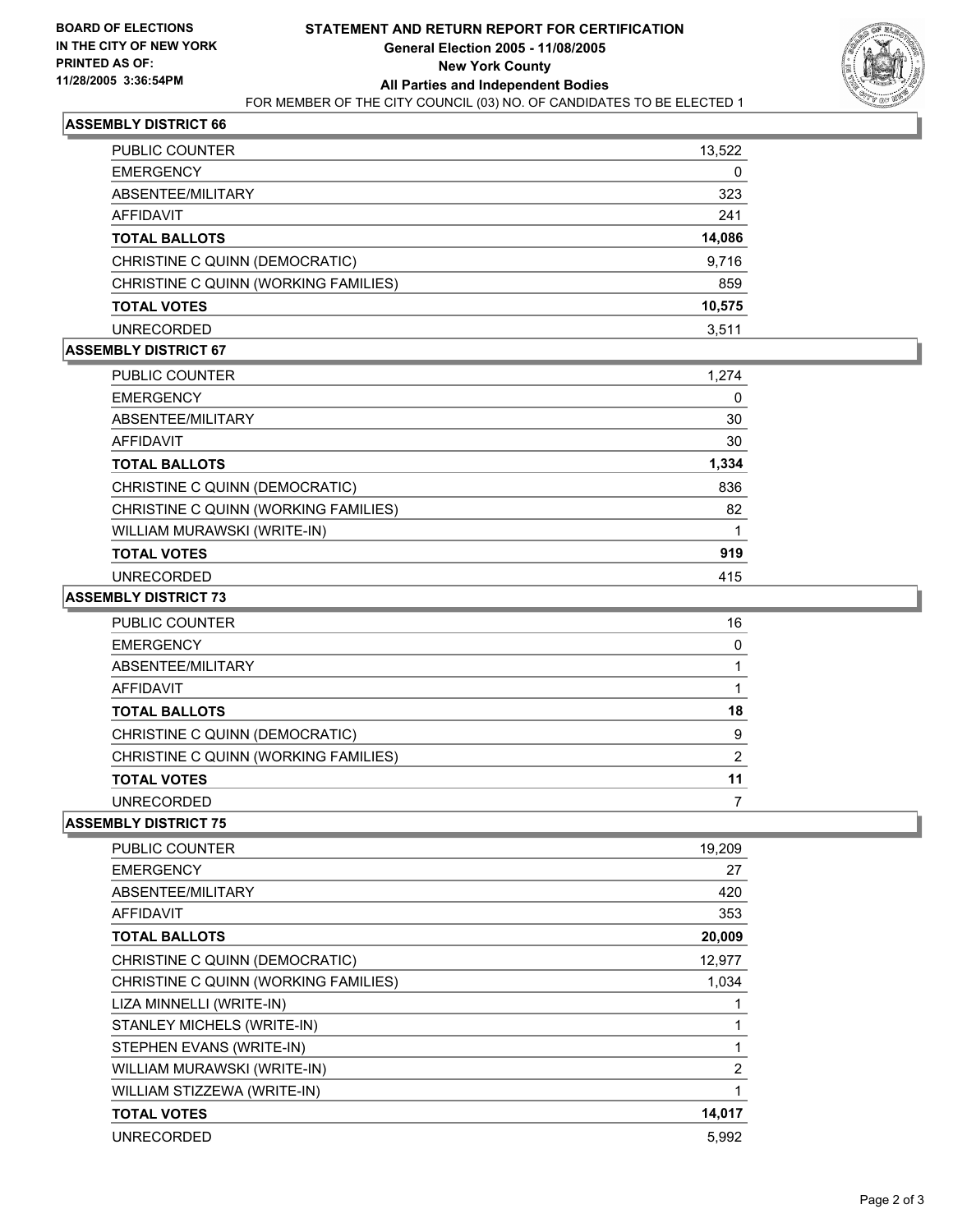BOARD OF ELECTIONS
IN THE CITY OF NEW YORK
PRINTED AS OF:
11/28/2005 3:36:54PM

# STATEMENT AND RETURN REPORT FOR CERTIFICATION
## General Election 2005 - 11/08/2005
## New York County
## All Parties and Independent Bodies

FOR MEMBER OF THE CITY COUNCIL (03) NO. OF CANDIDATES TO BE ELECTED 1

### ASSEMBLY DISTRICT 66

| | |
|---|---|
| PUBLIC COUNTER | 13,522 |
| EMERGENCY | 0 |
| ABSENTEE/MILITARY | 323 |
| AFFIDAVIT | 241 |
| **TOTAL BALLOTS** | **14,086** |
| CHRISTINE C QUINN (DEMOCRATIC) | 9,716 |
| CHRISTINE C QUINN (WORKING FAMILIES) | 859 |
| **TOTAL VOTES** | **10,575** |
| UNRECORDED | 3,511 |

### ASSEMBLY DISTRICT 67

| | |
|---|---|
| PUBLIC COUNTER | 1,274 |
| EMERGENCY | 0 |
| ABSENTEE/MILITARY | 30 |
| AFFIDAVIT | 30 |
| **TOTAL BALLOTS** | **1,334** |
| CHRISTINE C QUINN (DEMOCRATIC) | 836 |
| CHRISTINE C QUINN (WORKING FAMILIES) | 82 |
| WILLIAM MURAWSKI (WRITE-IN) | 1 |
| **TOTAL VOTES** | **919** |
| UNRECORDED | 415 |

### ASSEMBLY DISTRICT 73

| | |
|---|---|
| PUBLIC COUNTER | 16 |
| EMERGENCY | 0 |
| ABSENTEE/MILITARY | 1 |
| AFFIDAVIT | 1 |
| **TOTAL BALLOTS** | **18** |
| CHRISTINE C QUINN (DEMOCRATIC) | 9 |
| CHRISTINE C QUINN (WORKING FAMILIES) | 2 |
| **TOTAL VOTES** | **11** |
| UNRECORDED | 7 |

### ASSEMBLY DISTRICT 75

| | |
|---|---|
| PUBLIC COUNTER | 19,209 |
| EMERGENCY | 27 |
| ABSENTEE/MILITARY | 420 |
| AFFIDAVIT | 353 |
| **TOTAL BALLOTS** | **20,009** |
| CHRISTINE C QUINN (DEMOCRATIC) | 12,977 |
| CHRISTINE C QUINN (WORKING FAMILIES) | 1,034 |
| LIZA MINNELLI (WRITE-IN) | 1 |
| STANLEY MICHELS (WRITE-IN) | 1 |
| STEPHEN EVANS (WRITE-IN) | 1 |
| WILLIAM MURAWSKI (WRITE-IN) | 2 |
| WILLIAM STIZZEWA (WRITE-IN) | 1 |
| **TOTAL VOTES** | **14,017** |
| UNRECORDED | 5,992 |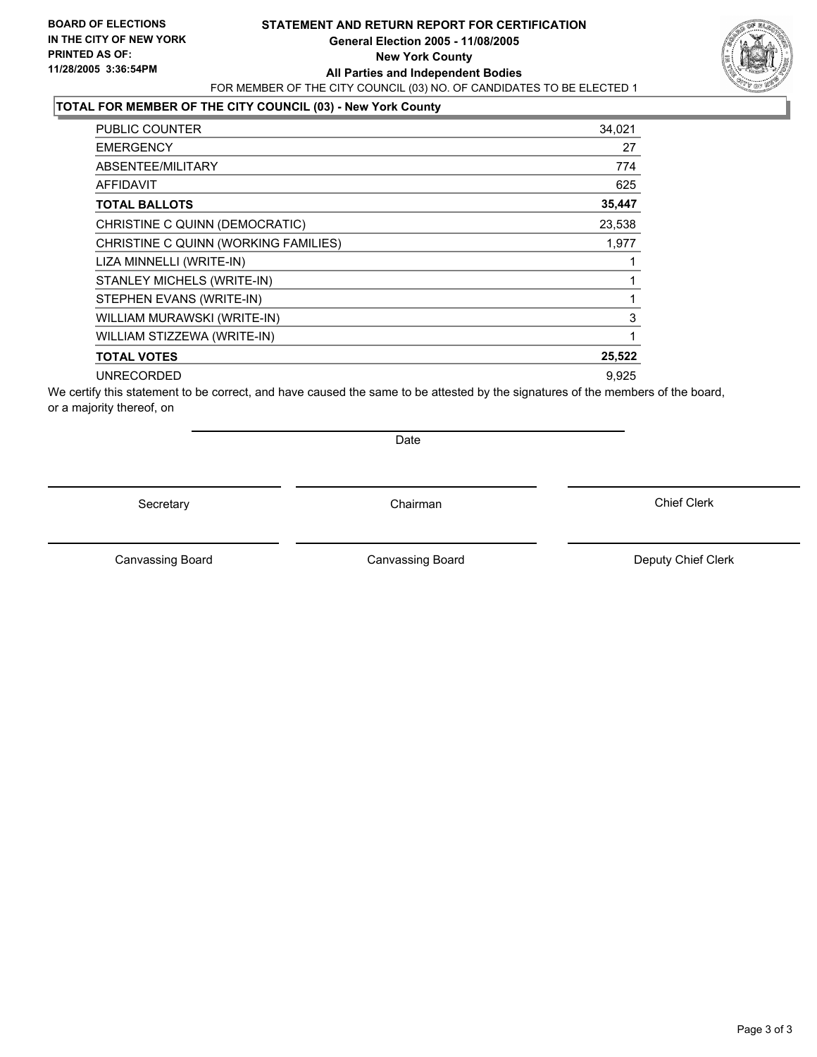**BOARD OF ELECTIONS IN THE CITY OF NEW YORK**
**PRINTED AS OF: 11/28/2005 3:36:54PM**

# STATEMENT AND RETURN REPORT FOR CERTIFICATION
## General Election 2005 - 11/08/2005
## New York County
## All Parties and Independent Bodies

FOR MEMBER OF THE CITY COUNCIL (03) NO. OF CANDIDATES TO BE ELECTED 1

### TOTAL FOR MEMBER OF THE CITY COUNCIL (03) - New York County

| | |
|---|---|
| PUBLIC COUNTER | 34,021 |
| EMERGENCY | 27 |
| ABSENTEE/MILITARY | 774 |
| AFFIDAVIT | 625 |
| **TOTAL BALLOTS** | **35,447** |
| CHRISTINE C QUINN (DEMOCRATIC) | 23,538 |
| CHRISTINE C QUINN (WORKING FAMILIES) | 1,977 |
| LIZA MINNELLI (WRITE-IN) | 1 |
| STANLEY MICHELS (WRITE-IN) | 1 |
| STEPHEN EVANS (WRITE-IN) | 1 |
| WILLIAM MURAWSKI (WRITE-IN) | 3 |
| WILLIAM STIZZEWA (WRITE-IN) | 1 |
| **TOTAL VOTES** | **25,522** |
| UNRECORDED | 9,925 |

We certify this statement to be correct, and have caused the same to be attested by the signatures of the members of the board, or a majority thereof, on

Date

Secretary

Chairman

Chief Clerk

Canvassing Board

Canvassing Board

Deputy Chief Clerk